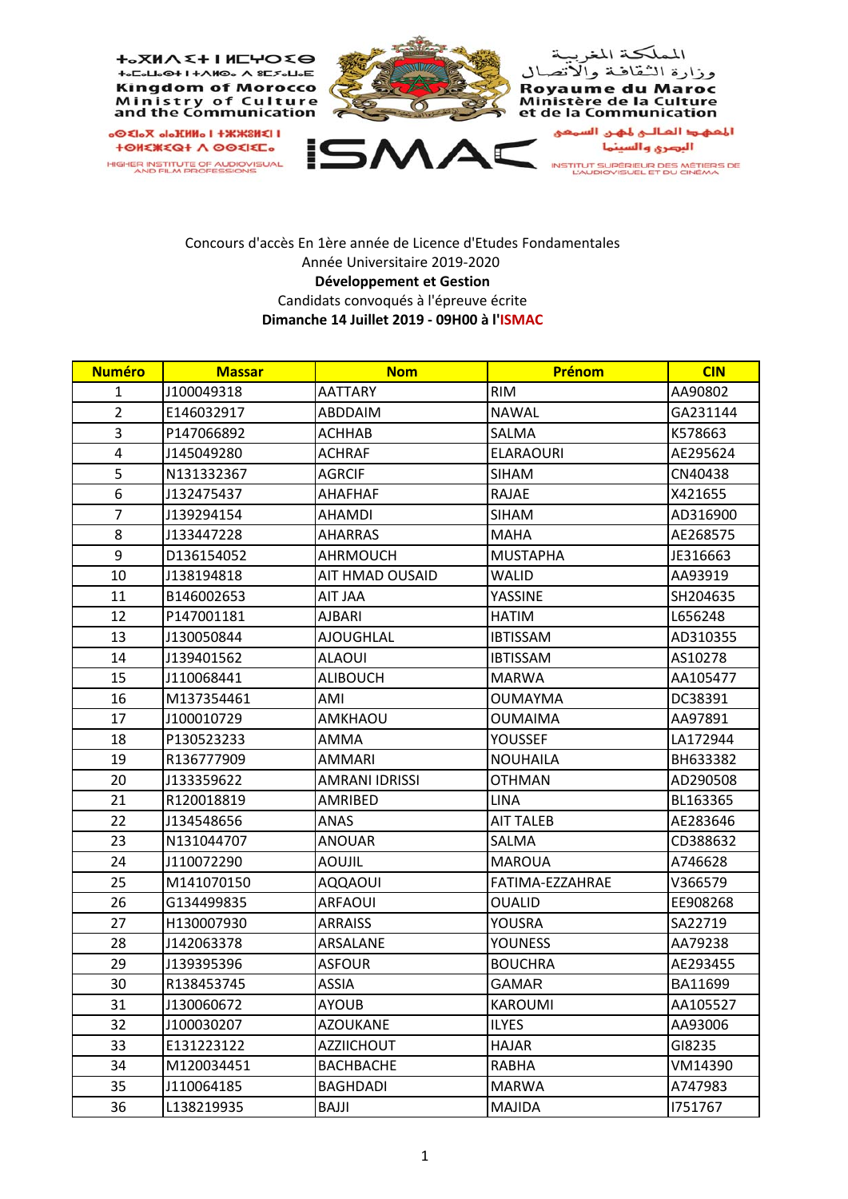ⵜⴰⴳⵍⴷⵉⵜ ⵏ ⵍⵎⵖⵔⵉⴱ
ⵜⴰⵎⴰⵡⴰⵙⵜ ⵏ ⵜⴷⵍⵙⴰ ⴷ ⵓⵙⵉⵡⵍ

Kingdom of Morocco
Ministry of Culture and the Communication

HIGHER INSTITUTE OF AUDIOVISUAL AND FILM PROFESSIONS

المملكة المغربية
وزارة الثقافة والاتصال

Royaume du Maroc
Ministère de la Culture et de la Communication

المعهد العالي لمهن السمعي البصري والسينما

INSTITUT SUPÉRIEUR DES MÉTIERS DE L'AUDIOVISUEL ET DU CINÉMA

ISMAC

Concours d'accès En 1ère année de Licence d'Etudes Fondamentales
Année Universitaire 2019-2020
**Développement et Gestion**
Candidats convoqués à l'épreuve écrite
**Dimanche 14 Juillet 2019 - 09H00 à l'ISMAC**

| Numéro | Massar | Nom | Prénom | CIN |
|---|---|---|---|---|
| 1 | J100049318 | AATTARY | RIM | AA90802 |
| 2 | E146032917 | ABDDAIM | NAWAL | GA231144 |
| 3 | P147066892 | ACHHAB | SALMA | K578663 |
| 4 | J145049280 | ACHRAF | ELARAOURI | AE295624 |
| 5 | N131332367 | AGRCIF | SIHAM | CN40438 |
| 6 | J132475437 | AHAFHAF | RAJAE | X421655 |
| 7 | J139294154 | AHAMDI | SIHAM | AD316900 |
| 8 | J133447228 | AHARRAS | MAHA | AE268575 |
| 9 | D136154052 | AHRMOUCH | MUSTAPHA | JE316663 |
| 10 | J138194818 | AIT HMAD OUSAID | WALID | AA93919 |
| 11 | B146002653 | AIT JAA | YASSINE | SH204635 |
| 12 | P147001181 | AJBARI | HATIM | L656248 |
| 13 | J130050844 | AJOUGHLAL | IBTISSAM | AD310355 |
| 14 | J139401562 | ALAOUI | IBTISSAM | AS10278 |
| 15 | J110068441 | ALIBOUCH | MARWA | AA105477 |
| 16 | M137354461 | AMI | OUMAYMA | DC38391 |
| 17 | J100010729 | AMKHAOU | OUMAIMA | AA97891 |
| 18 | P130523233 | AMMA | YOUSSEF | LA172944 |
| 19 | R136777909 | AMMARI | NOUHAILA | BH633382 |
| 20 | J133359622 | AMRANI IDRISSI | OTHMAN | AD290508 |
| 21 | R120018819 | AMRIBED | LINA | BL163365 |
| 22 | J134548656 | ANAS | AIT TALEB | AE283646 |
| 23 | N131044707 | ANOUAR | SALMA | CD388632 |
| 24 | J110072290 | AOUJIL | MAROUA | A746628 |
| 25 | M141070150 | AQQAOUI | FATIMA-EZZAHRAE | V366579 |
| 26 | G134499835 | ARFAOUI | OUALID | EE908268 |
| 27 | H130007930 | ARRAISS | YOUSRA | SA22719 |
| 28 | J142063378 | ARSALANE | YOUNESS | AA79238 |
| 29 | J139395396 | ASFOUR | BOUCHRA | AE293455 |
| 30 | R138453745 | ASSIA | GAMAR | BA11699 |
| 31 | J130060672 | AYOUB | KAROUMI | AA105527 |
| 32 | J100030207 | AZOUKANE | ILYES | AA93006 |
| 33 | E131223122 | AZZIICHOUT | HAJAR | GI8235 |
| 34 | M120034451 | BACHBACHE | RABHA | VM14390 |
| 35 | J110064185 | BAGHDADI | MARWA | A747983 |
| 36 | L138219935 | BAJJI | MAJIDA | I751767 |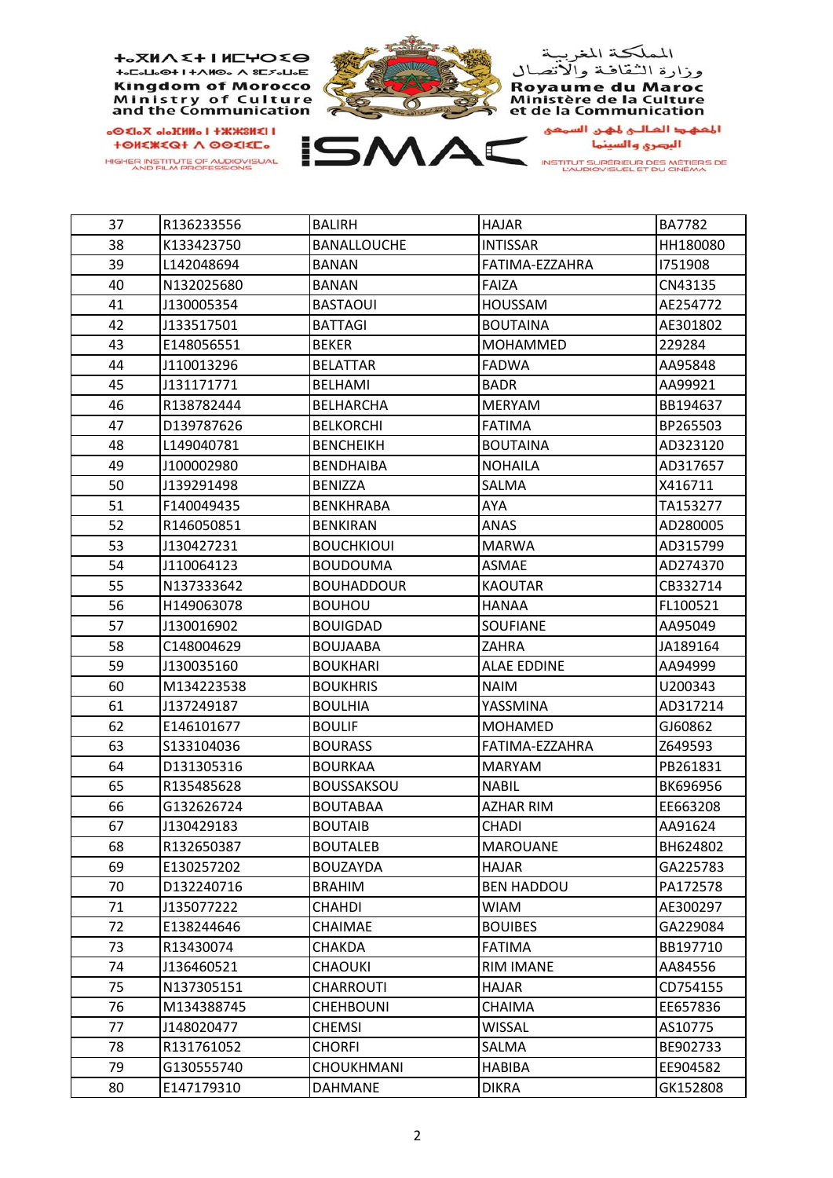| 37 | R136233556 | BALIRH | HAJAR | BA7782 |
|---|---|---|---|---|
| 38 | K133423750 | BANALLOUCHE | INTISSAR | HH180080 |
| 39 | L142048694 | BANAN | FATIMA-EZZAHRA | I751908 |
| 40 | N132025680 | BANAN | FAIZA | CN43135 |
| 41 | J130005354 | BASTAOUI | HOUSSAM | AE254772 |
| 42 | J133517501 | BATTAGI | BOUTAINA | AE301802 |
| 43 | E148056551 | BEKER | MOHAMMED | 229284 |
| 44 | J110013296 | BELATTAR | FADWA | AA95848 |
| 45 | J131171771 | BELHAMI | BADR | AA99921 |
| 46 | R138782444 | BELHARCHA | MERYAM | BB194637 |
| 47 | D139787626 | BELKORCHI | FATIMA | BP265503 |
| 48 | L149040781 | BENCHEIKH | BOUTAINA | AD323120 |
| 49 | J100002980 | BENDHAIBA | NOHAILA | AD317657 |
| 50 | J139291498 | BENIZZA | SALMA | X416711 |
| 51 | F140049435 | BENKHRABA | AYA | TA153277 |
| 52 | R146050851 | BENKIRAN | ANAS | AD280005 |
| 53 | J130427231 | BOUCHKIOUI | MARWA | AD315799 |
| 54 | J110064123 | BOUDOUMA | ASMAE | AD274370 |
| 55 | N137333642 | BOUHADDOUR | KAOUTAR | CB332714 |
| 56 | H149063078 | BOUHOU | HANAA | FL100521 |
| 57 | J130016902 | BOUIGDAD | SOUFIANE | AA95049 |
| 58 | C148004629 | BOUJAABA | ZAHRA | JA189164 |
| 59 | J130035160 | BOUKHARI | ALAE EDDINE | AA94999 |
| 60 | M134223538 | BOUKHRIS | NAIM | U200343 |
| 61 | J137249187 | BOULHIA | YASSMINA | AD317214 |
| 62 | E146101677 | BOULIF | MOHAMED | GJ60862 |
| 63 | S133104036 | BOURASS | FATIMA-EZZAHRA | Z649593 |
| 64 | D131305316 | BOURKAA | MARYAM | PB261831 |
| 65 | R135485628 | BOUSSAKSOU | NABIL | BK696956 |
| 66 | G132626724 | BOUTABAA | AZHAR RIM | EE663208 |
| 67 | J130429183 | BOUTAIB | CHADI | AA91624 |
| 68 | R132650387 | BOUTALEB | MAROUANE | BH624802 |
| 69 | E130257202 | BOUZAYDA | HAJAR | GA225783 |
| 70 | D132240716 | BRAHIM | BEN HADDOU | PA172578 |
| 71 | J135077222 | CHAHDI | WIAM | AE300297 |
| 72 | E138244646 | CHAIMAE | BOUIBES | GA229084 |
| 73 | R13430074 | CHAKDA | FATIMA | BB197710 |
| 74 | J136460521 | CHAOUKI | RIM IMANE | AA84556 |
| 75 | N137305151 | CHARROUTI | HAJAR | CD754155 |
| 76 | M134388745 | CHEHBOUNI | CHAIMA | EE657836 |
| 77 | J148020477 | CHEMSI | WISSAL | AS10775 |
| 78 | R131761052 | CHORFI | SALMA | BE902733 |
| 79 | G130555740 | CHOUKHMANI | HABIBA | EE904582 |
| 80 | E147179310 | DAHMANE | DIKRA | GK152808 |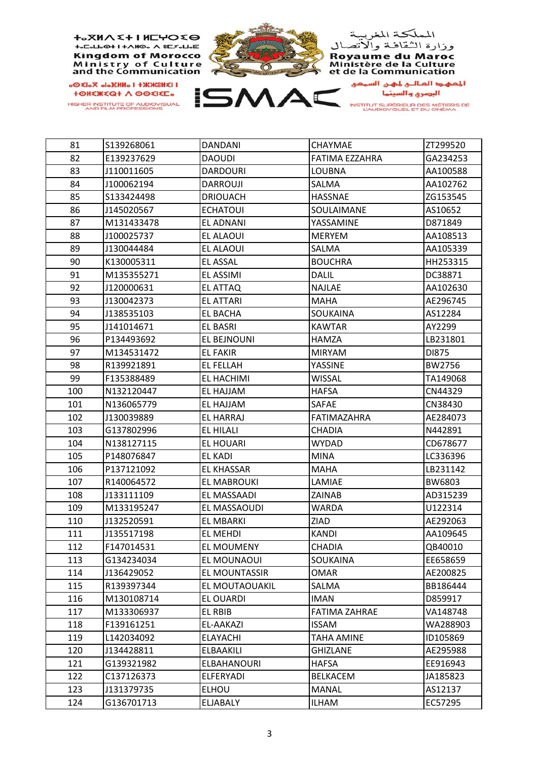| 81 | S139268061 | DANDANI | CHAYMAE | ZT299520 |
|---|---|---|---|---|
| 82 | E139237629 | DAOUDI | FATIMA EZZAHRA | GA234253 |
| 83 | J110011605 | DARDOURI | LOUBNA | AA100588 |
| 84 | J100062194 | DARROUJI | SALMA | AA102762 |
| 85 | S133424498 | DRIOUACH | HASSNAE | ZG153545 |
| 86 | J145020567 | ECHATOUI | SOULAIMANE | AS10652 |
| 87 | M131433478 | EL ADNANI | YASSAMINE | D871849 |
| 88 | J100025737 | EL ALAOUI | MERYEM | AA108513 |
| 89 | J130044484 | EL ALAOUI | SALMA | AA105339 |
| 90 | K130005311 | EL ASSAL | BOUCHRA | HH253315 |
| 91 | M135355271 | EL ASSIMI | DALIL | DC38871 |
| 92 | J120000631 | EL ATTAQ | NAJLAE | AA102630 |
| 93 | J130042373 | EL ATTARI | MAHA | AE296745 |
| 94 | J138535103 | EL BACHA | SOUKAINA | AS12284 |
| 95 | J141014671 | EL BASRI | KAWTAR | AY2299 |
| 96 | P134493692 | EL BEJNOUNI | HAMZA | LB231801 |
| 97 | M134531472 | EL FAKIR | MIRYAM | DI875 |
| 98 | R139921891 | EL FELLAH | YASSINE | BW2756 |
| 99 | F135388489 | EL HACHIMI | WISSAL | TA149068 |
| 100 | N132120447 | EL HAJJAM | HAFSA | CN44329 |
| 101 | N136065779 | EL HAJJAM | SAFAE | CN38430 |
| 102 | J130039889 | EL HARRAJ | FATIMAZAHRA | AE284073 |
| 103 | G137802996 | EL HILALI | CHADIA | N442891 |
| 104 | N138127115 | EL HOUARI | WYDAD | CD678677 |
| 105 | P148076847 | EL KADI | MINA | LC336396 |
| 106 | P137121092 | EL KHASSAR | MAHA | LB231142 |
| 107 | R140064572 | EL MABROUKI | LAMIAE | BW6803 |
| 108 | J133111109 | EL MASSAADI | ZAINAB | AD315239 |
| 109 | M133195247 | EL MASSAOUDI | WARDA | U122314 |
| 110 | J132520591 | EL MBARKI | ZIAD | AE292063 |
| 111 | J135517198 | EL MEHDI | KANDI | AA109645 |
| 112 | F147014531 | EL MOUMENY | CHADIA | QB40010 |
| 113 | G134234034 | EL MOUNAOUI | SOUKAINA | EE658659 |
| 114 | J136429052 | EL MOUNTASSIR | OMAR | AE200825 |
| 115 | R139397344 | EL MOUTAOUAKIL | SALMA | BB186444 |
| 116 | M130108714 | EL OUARDI | IMAN | D859917 |
| 117 | M133306937 | EL RBIB | FATIMA ZAHRAE | VA148748 |
| 118 | F139161251 | EL-AAKAZI | ISSAM | WA288903 |
| 119 | L142034092 | ELAYACHI | TAHA AMINE | ID105869 |
| 120 | J134428811 | ELBAAKILI | GHIZLANE | AE295988 |
| 121 | G139321982 | ELBAHANOURI | HAFSA | EE916943 |
| 122 | C137126373 | ELFERYADI | BELKACEM | JA185823 |
| 123 | J131379735 | ELHOU | MANAL | AS12137 |
| 124 | G136701713 | ELJABALY | ILHAM | EC57295 |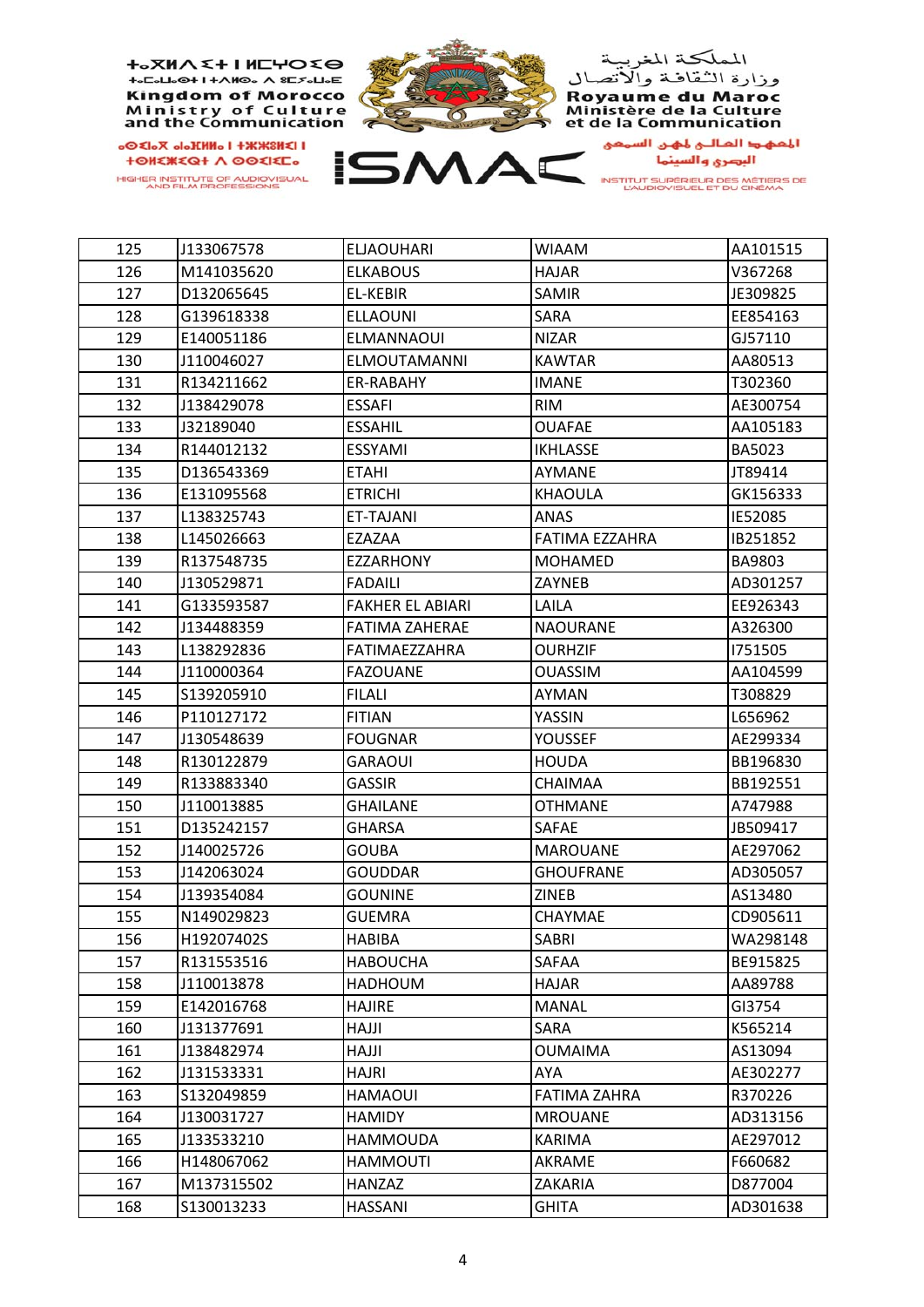| Kingdom of Morocco Ministry of Culture and the Communication | المملكة المغربية وزارة الثقافة والاتصال | Royaume du Maroc Ministère de la Culture et de la Communication |
|---|---|---|
| HIGHER INSTITUTE OF AUDIOVISUAL AND FILM PROFESSIONS | ISMAC | المعهد العالي لمهن السمعي البصري والسينما INSTITUT SUPÉRIEUR DES MÉTIERS DE L'AUDIOVISUEL ET DU CINÉMA |

| | | | | |
|---|---|---|---|---|
| 125 | J133067578 | ELJAOUHARI | WIAAM | AA101515 |
| 126 | M141035620 | ELKABOUS | HAJAR | V367268 |
| 127 | D132065645 | EL-KEBIR | SAMIR | JE309825 |
| 128 | G139618338 | ELLAOUNI | SARA | EE854163 |
| 129 | E140051186 | ELMANNAOUI | NIZAR | GJ57110 |
| 130 | J110046027 | ELMOUTAMANNI | KAWTAR | AA80513 |
| 131 | R134211662 | ER-RABAHY | IMANE | T302360 |
| 132 | J138429078 | ESSAFI | RIM | AE300754 |
| 133 | J32189040 | ESSAHIL | OUAFAE | AA105183 |
| 134 | R144012132 | ESSYAMI | IKHLASSE | BA5023 |
| 135 | D136543369 | ETAHI | AYMANE | JT89414 |
| 136 | E131095568 | ETRICHI | KHAOULA | GK156333 |
| 137 | L138325743 | ET-TAJANI | ANAS | IE52085 |
| 138 | L145026663 | EZAZAA | FATIMA EZZAHRA | IB251852 |
| 139 | R137548735 | EZZARHONY | MOHAMED | BA9803 |
| 140 | J130529871 | FADAILI | ZAYNEB | AD301257 |
| 141 | G133593587 | FAKHER EL ABIARI | LAILA | EE926343 |
| 142 | J134488359 | FATIMA ZAHERAE | NAOURANE | A326300 |
| 143 | L138292836 | FATIMAEZZAHRA | OURHZIF | I751505 |
| 144 | J110000364 | FAZOUANE | OUASSIM | AA104599 |
| 145 | S139205910 | FILALI | AYMAN | T308829 |
| 146 | P110127172 | FITIAN | YASSIN | L656962 |
| 147 | J130548639 | FOUGNAR | YOUSSEF | AE299334 |
| 148 | R130122879 | GARAOUI | HOUDA | BB196830 |
| 149 | R133883340 | GASSIR | CHAIMAA | BB192551 |
| 150 | J110013885 | GHAILANE | OTHMANE | A747988 |
| 151 | D135242157 | GHARSA | SAFAE | JB509417 |
| 152 | J140025726 | GOUBA | MAROUANE | AE297062 |
| 153 | J142063024 | GOUDDAR | GHOUFRANE | AD305057 |
| 154 | J139354084 | GOUNINE | ZINEB | AS13480 |
| 155 | N149029823 | GUEMRA | CHAYMAE | CD905611 |
| 156 | H19207402S | HABIBA | SABRI | WA298148 |
| 157 | R131553516 | HABOUCHA | SAFAA | BE915825 |
| 158 | J110013878 | HADHOUM | HAJAR | AA89788 |
| 159 | E142016768 | HAJIRE | MANAL | GI3754 |
| 160 | J131377691 | HAJJI | SARA | K565214 |
| 161 | J138482974 | HAJJI | OUMAIMA | AS13094 |
| 162 | J131533331 | HAJRI | AYA | AE302277 |
| 163 | S132049859 | HAMAOUI | FATIMA ZAHRA | R370226 |
| 164 | J130031727 | HAMIDY | MROUANE | AD313156 |
| 165 | J133533210 | HAMMOUDA | KARIMA | AE297012 |
| 166 | H148067062 | HAMMOUTI | AKRAME | F660682 |
| 167 | M137315502 | HANZAZ | ZAKARIA | D877004 |
| 168 | S130013233 | HASSANI | GHITA | AD301638 |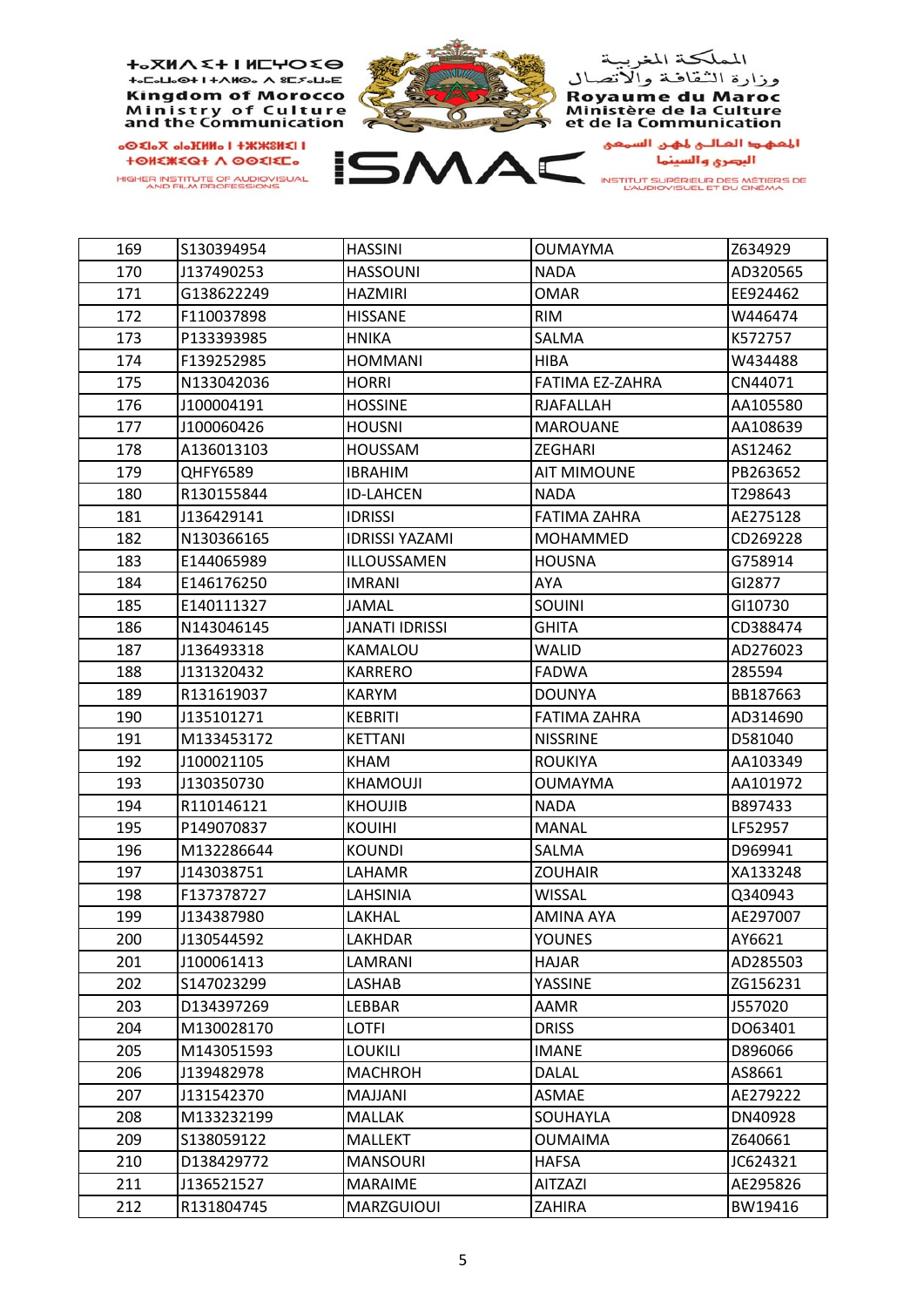ⵜⴰⴳⵍⴷⵉⵜ ⵏ ⵍⵎⵖⵔⵉⴱ
ⵜⴰⵎⴰⵡⴰⵙⵜ ⵏ ⵜⵓⵙⵙⵏⴰ ⴷ ⵓⵙⵎⵓⵏⵢ

**Kingdom of Morocco**
**Ministry of Culture and the Communication**

المملكة المغربية
وزارة الثقافة والاتصال

**Royaume du Maroc**
**Ministère de la Culture et de la Communication**

HIGHER INSTITUTE OF AUDIOVISUAL AND FILM PROFESSIONS

# ISMAC

المعهد العالي لمهن السمعي البصري والسينما

INSTITUT SUPÉRIEUR DES MÉTIERS DE L'AUDIOVISUEL ET DU CINÉMA

| | | | | |
|---|---|---|---|---|
| 169 | S130394954 | HASSINI | OUMAYMA | Z634929 |
| 170 | J137490253 | HASSOUNI | NADA | AD320565 |
| 171 | G138622249 | HAZMIRI | OMAR | EE924462 |
| 172 | F110037898 | HISSANE | RIM | W446474 |
| 173 | P133393985 | HNIKA | SALMA | K572757 |
| 174 | F139252985 | HOMMANI | HIBA | W434488 |
| 175 | N133042036 | HORRI | FATIMA EZ-ZAHRA | CN44071 |
| 176 | J100004191 | HOSSINE | RJAFALLAH | AA105580 |
| 177 | J100060426 | HOUSNI | MAROUANE | AA108639 |
| 178 | A136013103 | HOUSSAM | ZEGHARI | AS12462 |
| 179 | QHFY6589 | IBRAHIM | AIT MIMOUNE | PB263652 |
| 180 | R130155844 | ID-LAHCEN | NADA | T298643 |
| 181 | J136429141 | IDRISSI | FATIMA ZAHRA | AE275128 |
| 182 | N130366165 | IDRISSI YAZAMI | MOHAMMED | CD269228 |
| 183 | E144065989 | ILLOUSSAMEN | HOUSNA | G758914 |
| 184 | E146176250 | IMRANI | AYA | GI2877 |
| 185 | E140111327 | JAMAL | SOUINI | GI10730 |
| 186 | N143046145 | JANATI IDRISSI | GHITA | CD388474 |
| 187 | J136493318 | KAMALOU | WALID | AD276023 |
| 188 | J131320432 | KARRERO | FADWA | 285594 |
| 189 | R131619037 | KARYM | DOUNYA | BB187663 |
| 190 | J135101271 | KEBRITI | FATIMA ZAHRA | AD314690 |
| 191 | M133453172 | KETTANI | NISSRINE | D581040 |
| 192 | J100021105 | KHAM | ROUKIYA | AA103349 |
| 193 | J130350730 | KHAMOUJI | OUMAYMA | AA101972 |
| 194 | R110146121 | KHOUJIB | NADA | B897433 |
| 195 | P149070837 | KOUIHI | MANAL | LF52957 |
| 196 | M132286644 | KOUNDI | SALMA | D969941 |
| 197 | J143038751 | LAHAMR | ZOUHAIR | XA133248 |
| 198 | F137378727 | LAHSINIA | WISSAL | Q340943 |
| 199 | J134387980 | LAKHAL | AMINA AYA | AE297007 |
| 200 | J130544592 | LAKHDAR | YOUNES | AY6621 |
| 201 | J100061413 | LAMRANI | HAJAR | AD285503 |
| 202 | S147023299 | LASHAB | YASSINE | ZG156231 |
| 203 | D134397269 | LEBBAR | AAMR | J557020 |
| 204 | M130028170 | LOTFI | DRISS | DO63401 |
| 205 | M143051593 | LOUKILI | IMANE | D896066 |
| 206 | J139482978 | MACHROH | DALAL | AS8661 |
| 207 | J131542370 | MAJJANI | ASMAE | AE279222 |
| 208 | M133232199 | MALLAK | SOUHAYLA | DN40928 |
| 209 | S138059122 | MALLEKT | OUMAIMA | Z640661 |
| 210 | D138429772 | MANSOURI | HAFSA | JC624321 |
| 211 | J136521527 | MARAIME | AITZAZI | AE295826 |
| 212 | R131804745 | MARZGUIOUI | ZAHIRA | BW19416 |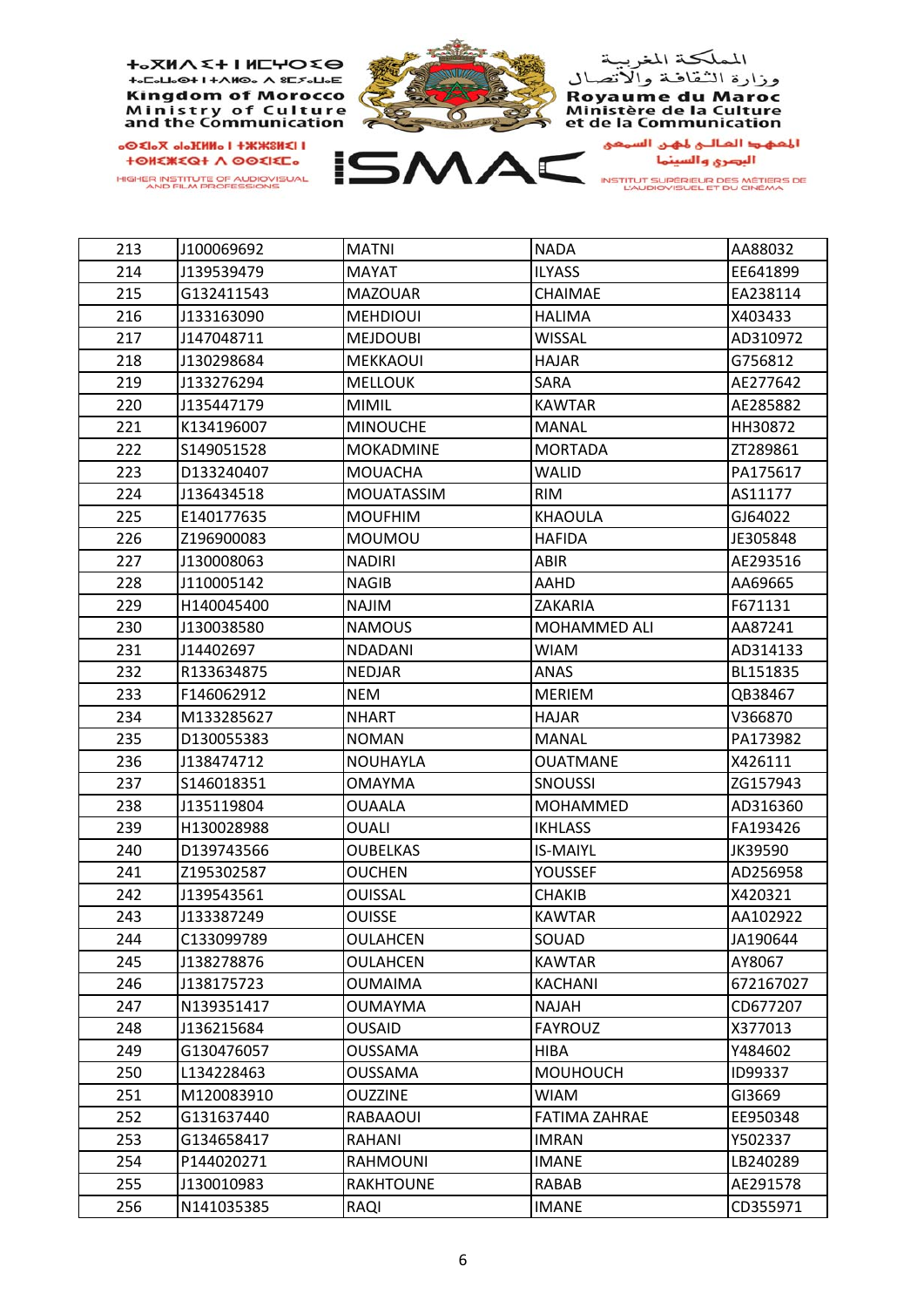| 213 | J100069692 | MATNI | NADA | AA88032 |
|---|---|---|---|---|
| 214 | J139539479 | MAYAT | ILYASS | EE641899 |
| 215 | G132411543 | MAZOUAR | CHAIMAE | EA238114 |
| 216 | J133163090 | MEHDIOUI | HALIMA | X403433 |
| 217 | J147048711 | MEJDOUBI | WISSAL | AD310972 |
| 218 | J130298684 | MEKKAOUI | HAJAR | G756812 |
| 219 | J133276294 | MELLOUK | SARA | AE277642 |
| 220 | J135447179 | MIMIL | KAWTAR | AE285882 |
| 221 | K134196007 | MINOUCHE | MANAL | HH30872 |
| 222 | S149051528 | MOKADMINE | MORTADA | ZT289861 |
| 223 | D133240407 | MOUACHA | WALID | PA175617 |
| 224 | J136434518 | MOUATASSIM | RIM | AS11177 |
| 225 | E140177635 | MOUFHIM | KHAOULA | GJ64022 |
| 226 | Z196900083 | MOUMOU | HAFIDA | JE305848 |
| 227 | J130008063 | NADIRI | ABIR | AE293516 |
| 228 | J110005142 | NAGIB | AAHD | AA69665 |
| 229 | H140045400 | NAJIM | ZAKARIA | F671131 |
| 230 | J130038580 | NAMOUS | MOHAMMED ALI | AA87241 |
| 231 | J14402697 | NDADANI | WIAM | AD314133 |
| 232 | R133634875 | NEDJAR | ANAS | BL151835 |
| 233 | F146062912 | NEM | MERIEM | QB38467 |
| 234 | M133285627 | NHART | HAJAR | V366870 |
| 235 | D130055383 | NOMAN | MANAL | PA173982 |
| 236 | J138474712 | NOUHAYLA | OUATMANE | X426111 |
| 237 | S146018351 | OMAYMA | SNOUSSI | ZG157943 |
| 238 | J135119804 | OUAALA | MOHAMMED | AD316360 |
| 239 | H130028988 | OUALI | IKHLASS | FA193426 |
| 240 | D139743566 | OUBELKAS | IS-MAIYL | JK39590 |
| 241 | Z195302587 | OUCHEN | YOUSSEF | AD256958 |
| 242 | J139543561 | OUISSAL | CHAKIB | X420321 |
| 243 | J133387249 | OUISSE | KAWTAR | AA102922 |
| 244 | C133099789 | OULAHCEN | SOUAD | JA190644 |
| 245 | J138278876 | OULAHCEN | KAWTAR | AY8067 |
| 246 | J138175723 | OUMAIMA | KACHANI | 672167027 |
| 247 | N139351417 | OUMAYMA | NAJAH | CD677207 |
| 248 | J136215684 | OUSAID | FAYROUZ | X377013 |
| 249 | G130476057 | OUSSAMA | HIBA | Y484602 |
| 250 | L134228463 | OUSSAMA | MOUHOUCH | ID99337 |
| 251 | M120083910 | OUZZINE | WIAM | GI3669 |
| 252 | G131637440 | RABAAOUI | FATIMA ZAHRAE | EE950348 |
| 253 | G134658417 | RAHANI | IMRAN | Y502337 |
| 254 | P144020271 | RAHMOUNI | IMANE | LB240289 |
| 255 | J130010983 | RAKHTOUNE | RABAB | AE291578 |
| 256 | N141035385 | RAQI | IMANE | CD355971 |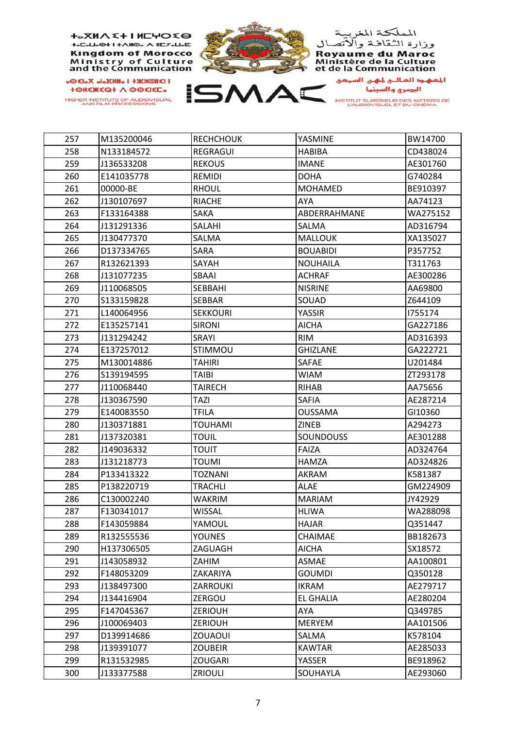ⵜⴰⴳⵍⴷⵉⵜ ⵏ ⵍⵎⵖⵔⵉⴱ
ⵜⴰⵎⴰⵡⵙⴰ ⵏ ⵜⴷⵍⵙⴰ ⴷ ⵜⵓⵙⵙⵉⵍⵜ
Kingdom of Morocco
Ministry of Culture
and the Communication

المملكة المغربية
وزارة الثقافة والاتصال
Royaume du Maroc
Ministère de la Culture
et de la Communication

HIGHER INSTITUTE OF AUDIOVISUAL AND FILM PROFESSIONS

ISMAC

المعهد العالي لمهن السمعي البصري والسينما
INSTITUT SUPÉRIEUR DES MÉTIERS DE L'AUDIOVISUEL ET DU CINÉMA

| | | | | |
|---|---|---|---|---|
| 257 | M135200046 | RECHCHOUK | YASMINE | BW14700 |
| 258 | N133184572 | REGRAGUI | HABIBA | CD438024 |
| 259 | J136533208 | REKOUS | IMANE | AE301760 |
| 260 | E141035778 | REMIDI | DOHA | G740284 |
| 261 | 00000-BE | RHOUL | MOHAMED | BE910397 |
| 262 | J130107697 | RIACHE | AYA | AA74123 |
| 263 | F133164388 | SAKA | ABDERRAHMANE | WA275152 |
| 264 | J131291336 | SALAHI | SALMA | AD316794 |
| 265 | J130477370 | SALMA | MALLOUK | XA135027 |
| 266 | D137334765 | SARA | BOUABIDI | P357752 |
| 267 | R132621393 | SAYAH | NOUHAILA | T311763 |
| 268 | J131077235 | SBAAI | ACHRAF | AE300286 |
| 269 | J110068505 | SEBBAHI | NISRINE | AA69800 |
| 270 | S133159828 | SEBBAR | SOUAD | Z644109 |
| 271 | L140064956 | SEKKOURI | YASSIR | I755174 |
| 272 | E135257141 | SIRONI | AICHA | GA227186 |
| 273 | J131294242 | SRAYI | RIM | AD316393 |
| 274 | E137257012 | STIMMOU | GHIZLANE | GA222721 |
| 275 | M130014886 | TAHIRI | SAFAE | U201484 |
| 276 | S139194595 | TAIBI | WIAM | ZT293178 |
| 277 | J110068440 | TAIRECH | RIHAB | AA75656 |
| 278 | J130367590 | TAZI | SAFIA | AE287214 |
| 279 | E140083550 | TFILA | OUSSAMA | GI10360 |
| 280 | J130371881 | TOUHAMI | ZINEB | A294273 |
| 281 | J137320381 | TOUIL | SOUNDOUSS | AE301288 |
| 282 | J149036332 | TOUIT | FAIZA | AD324764 |
| 283 | J131218773 | TOUMI | HAMZA | AD324826 |
| 284 | P133413322 | TOZNANI | AKRAM | K581387 |
| 285 | P138220719 | TRACHLI | ALAE | GM224909 |
| 286 | C130002240 | WAKRIM | MARIAM | JY42929 |
| 287 | F130341017 | WISSAL | HLIWA | WA288098 |
| 288 | F143059884 | YAMOUL | HAJAR | Q351447 |
| 289 | R132555536 | YOUNES | CHAIMAE | BB182673 |
| 290 | H137306505 | ZAGUAGH | AICHA | SX18572 |
| 291 | J143058932 | ZAHIM | ASMAE | AA100801 |
| 292 | F148053209 | ZAKARIYA | GOUMDI | Q350128 |
| 293 | J138497300 | ZARROUKI | IKRAM | AE279717 |
| 294 | J134416904 | ZERGOU | EL GHALIA | AE280204 |
| 295 | F147045367 | ZERIOUH | AYA | Q349785 |
| 296 | J100069403 | ZERIOUH | MERYEM | AA101506 |
| 297 | D139914686 | ZOUAOUI | SALMA | K578104 |
| 298 | J139391077 | ZOUBEIR | KAWTAR | AE285033 |
| 299 | R131532985 | ZOUGARI | YASSER | BE918962 |
| 300 | J133377588 | ZRIOULI | SOUHAYLA | AE293060 |